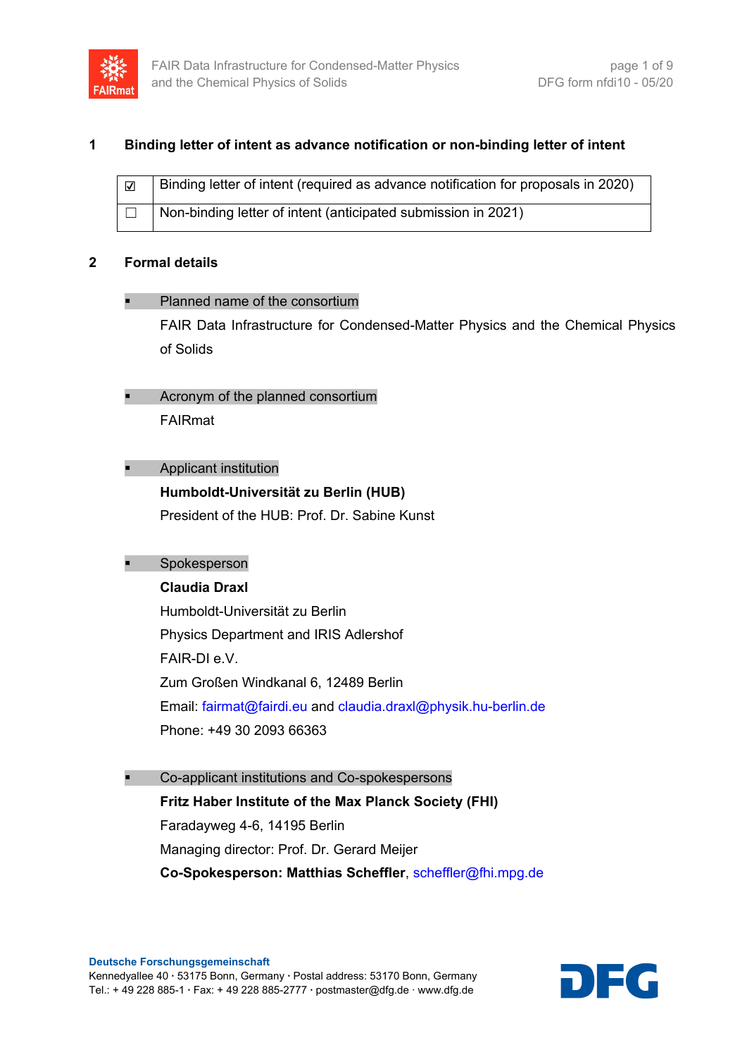## 1 Binding letter of intent as advance notification or non-binding letter of intent

| | |
|---|---|
| ☑ | Binding letter of intent (required as advance notification for proposals in 2020) |
| ☐ | Non-binding letter of intent (anticipated submission in 2021) |

## 2 Formal details

- Planned name of the consortium

  FAIR Data Infrastructure for Condensed-Matter Physics and the Chemical Physics of Solids

- Acronym of the planned consortium

  FAIRmat

- Applicant institution

  **Humboldt-Universität zu Berlin (HUB)**
  President of the HUB: Prof. Dr. Sabine Kunst

- Spokesperson

  **Claudia Draxl**
  Humboldt-Universität zu Berlin
  Physics Department and IRIS Adlershof
  FAIR-DI e.V.
  Zum Großen Windkanal 6, 12489 Berlin
  Email: fairmat@fairdi.eu and claudia.draxl@physik.hu-berlin.de
  Phone: +49 30 2093 66363

- Co-applicant institutions and Co-spokespersons

  **Fritz Haber Institute of the Max Planck Society (FHI)**
  Faradayweg 4-6, 14195 Berlin
  Managing director: Prof. Dr. Gerard Meijer
  **Co-Spokesperson: Matthias Scheffler**, scheffler@fhi.mpg.de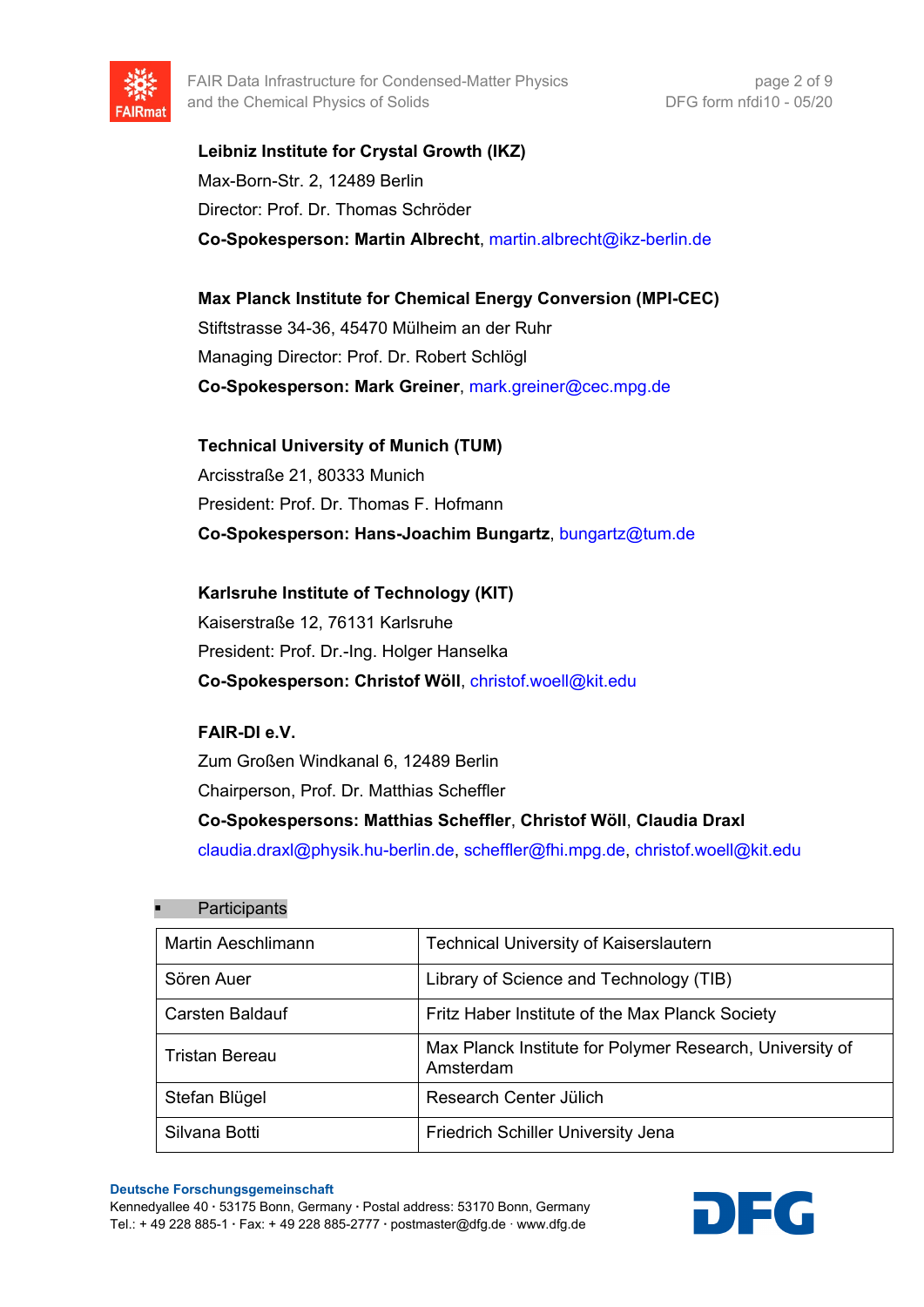**Leibniz Institute for Crystal Growth (IKZ)**
Max-Born-Str. 2, 12489 Berlin
Director: Prof. Dr. Thomas Schröder
**Co-Spokesperson: Martin Albrecht**, martin.albrecht@ikz-berlin.de

**Max Planck Institute for Chemical Energy Conversion (MPI-CEC)**
Stiftstrasse 34-36, 45470 Mülheim an der Ruhr
Managing Director: Prof. Dr. Robert Schlögl
**Co-Spokesperson: Mark Greiner**, mark.greiner@cec.mpg.de

**Technical University of Munich (TUM)**
Arcisstraße 21, 80333 Munich
President: Prof. Dr. Thomas F. Hofmann
**Co-Spokesperson: Hans-Joachim Bungartz**, bungartz@tum.de

**Karlsruhe Institute of Technology (KIT)**
Kaiserstraße 12, 76131 Karlsruhe
President: Prof. Dr.-Ing. Holger Hanselka
**Co-Spokesperson: Christof Wöll**, christof.woell@kit.edu

**FAIR-DI e.V.**
Zum Großen Windkanal 6, 12489 Berlin
Chairperson, Prof. Dr. Matthias Scheffler
**Co-Spokespersons: Matthias Scheffler**, **Christof Wöll**, **Claudia Draxl**
claudia.draxl@physik.hu-berlin.de, scheffler@fhi.mpg.de, christof.woell@kit.edu

- Participants

| | |
|---|---|
| Martin Aeschlimann | Technical University of Kaiserslautern |
| Sören Auer | Library of Science and Technology (TIB) |
| Carsten Baldauf | Fritz Haber Institute of the Max Planck Society |
| Tristan Bereau | Max Planck Institute for Polymer Research, University of Amsterdam |
| Stefan Blügel | Research Center Jülich |
| Silvana Botti | Friedrich Schiller University Jena |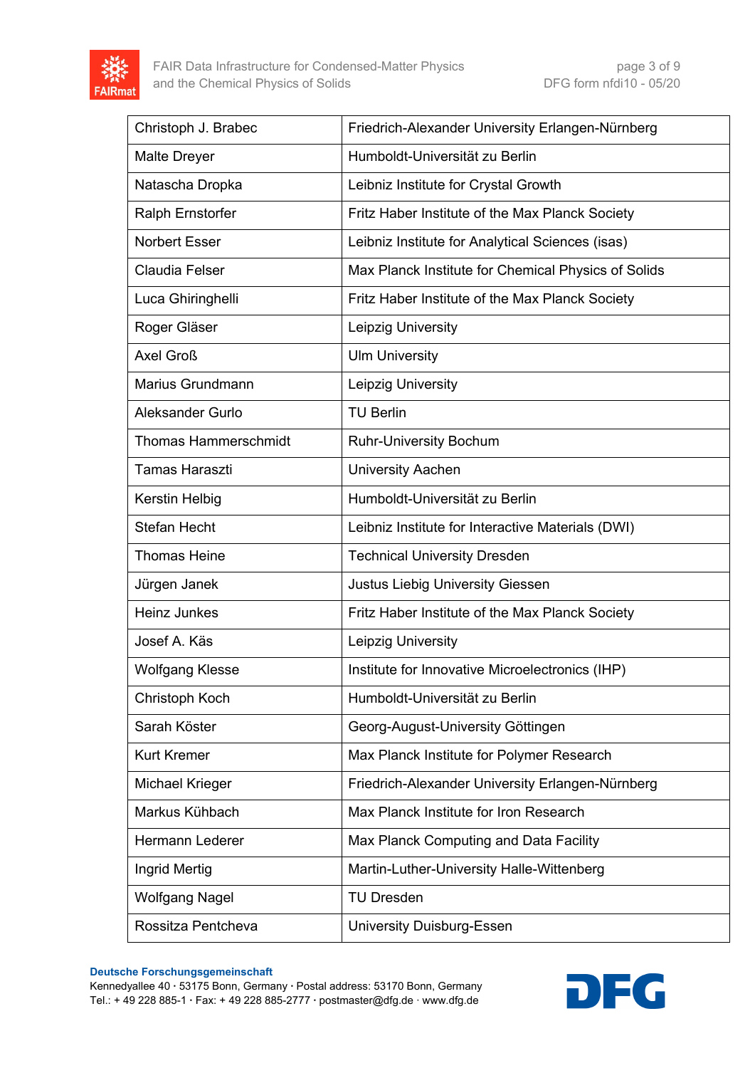| Christoph J. Brabec | Friedrich-Alexander University Erlangen-Nürnberg |
|---|---|
| Malte Dreyer | Humboldt-Universität zu Berlin |
| Natascha Dropka | Leibniz Institute for Crystal Growth |
| Ralph Ernstorfer | Fritz Haber Institute of the Max Planck Society |
| Norbert Esser | Leibniz Institute for Analytical Sciences (isas) |
| Claudia Felser | Max Planck Institute for Chemical Physics of Solids |
| Luca Ghiringhelli | Fritz Haber Institute of the Max Planck Society |
| Roger Gläser | Leipzig University |
| Axel Groß | Ulm University |
| Marius Grundmann | Leipzig University |
| Aleksander Gurlo | TU Berlin |
| Thomas Hammerschmidt | Ruhr-University Bochum |
| Tamas Haraszti | University Aachen |
| Kerstin Helbig | Humboldt-Universität zu Berlin |
| Stefan Hecht | Leibniz Institute for Interactive Materials (DWI) |
| Thomas Heine | Technical University Dresden |
| Jürgen Janek | Justus Liebig University Giessen |
| Heinz Junkes | Fritz Haber Institute of the Max Planck Society |
| Josef A. Käs | Leipzig University |
| Wolfgang Klesse | Institute for Innovative Microelectronics (IHP) |
| Christoph Koch | Humboldt-Universität zu Berlin |
| Sarah Köster | Georg-August-University Göttingen |
| Kurt Kremer | Max Planck Institute for Polymer Research |
| Michael Krieger | Friedrich-Alexander University Erlangen-Nürnberg |
| Markus Kühbach | Max Planck Institute for Iron Research |
| Hermann Lederer | Max Planck Computing and Data Facility |
| Ingrid Mertig | Martin-Luther-University Halle-Wittenberg |
| Wolfgang Nagel | TU Dresden |
| Rossitza Pentcheva | University Duisburg-Essen |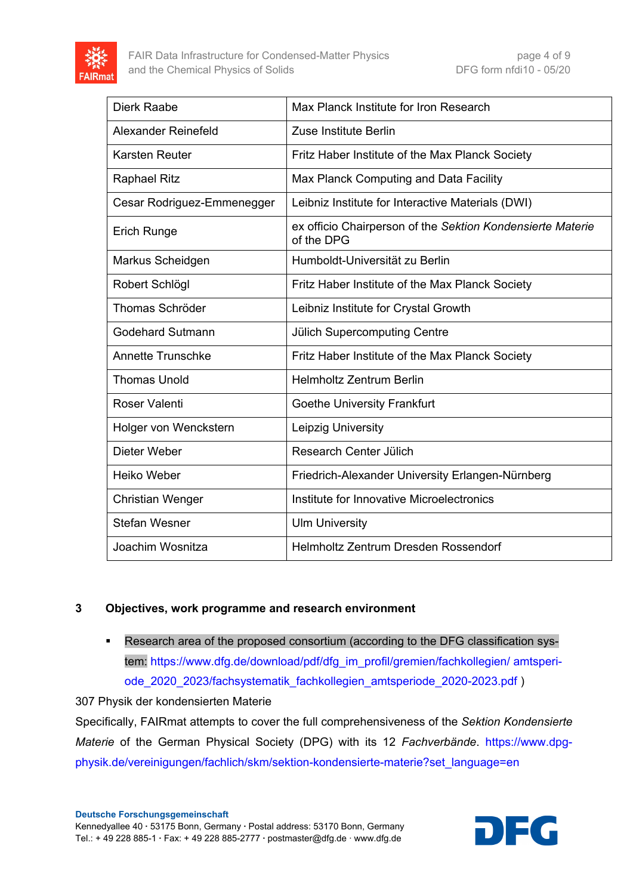| Dierk Raabe | Max Planck Institute for Iron Research |
|---|---|
| Alexander Reinefeld | Zuse Institute Berlin |
| Karsten Reuter | Fritz Haber Institute of the Max Planck Society |
| Raphael Ritz | Max Planck Computing and Data Facility |
| Cesar Rodriguez-Emmenegger | Leibniz Institute for Interactive Materials (DWI) |
| Erich Runge | ex officio Chairperson of the *Sektion Kondensierte Materie* of the DPG |
| Markus Scheidgen | Humboldt-Universität zu Berlin |
| Robert Schlögl | Fritz Haber Institute of the Max Planck Society |
| Thomas Schröder | Leibniz Institute for Crystal Growth |
| Godehard Sutmann | Jülich Supercomputing Centre |
| Annette Trunschke | Fritz Haber Institute of the Max Planck Society |
| Thomas Unold | Helmholtz Zentrum Berlin |
| Roser Valenti | Goethe University Frankfurt |
| Holger von Wenckstern | Leipzig University |
| Dieter Weber | Research Center Jülich |
| Heiko Weber | Friedrich-Alexander University Erlangen-Nürnberg |
| Christian Wenger | Institute for Innovative Microelectronics |
| Stefan Wesner | Ulm University |
| Joachim Wosnitza | Helmholtz Zentrum Dresden Rossendorf |

## 3 Objectives, work programme and research environment

- Research area of the proposed consortium (according to the DFG classification system: https://www.dfg.de/download/pdf/dfg_im_profil/gremien/fachkollegien/ amtsperiode_2020_2023/fachsystematik_fachkollegien_amtsperiode_2020-2023.pdf )

307 Physik der kondensierten Materie

Specifically, FAIRmat attempts to cover the full comprehensiveness of the *Sektion Kondensierte Materie* of the German Physical Society (DPG) with its 12 *Fachverbände*. https://www.dpg-physik.de/vereinigungen/fachlich/skm/sektion-kondensierte-materie?set_language=en

**Deutsche Forschungsgemeinschaft**
Kennedyallee 40 · 53175 Bonn, Germany · Postal address: 53170 Bonn, Germany
Tel.: + 49 228 885-1 · Fax: + 49 228 885-2777 · postmaster@dfg.de · www.dfg.de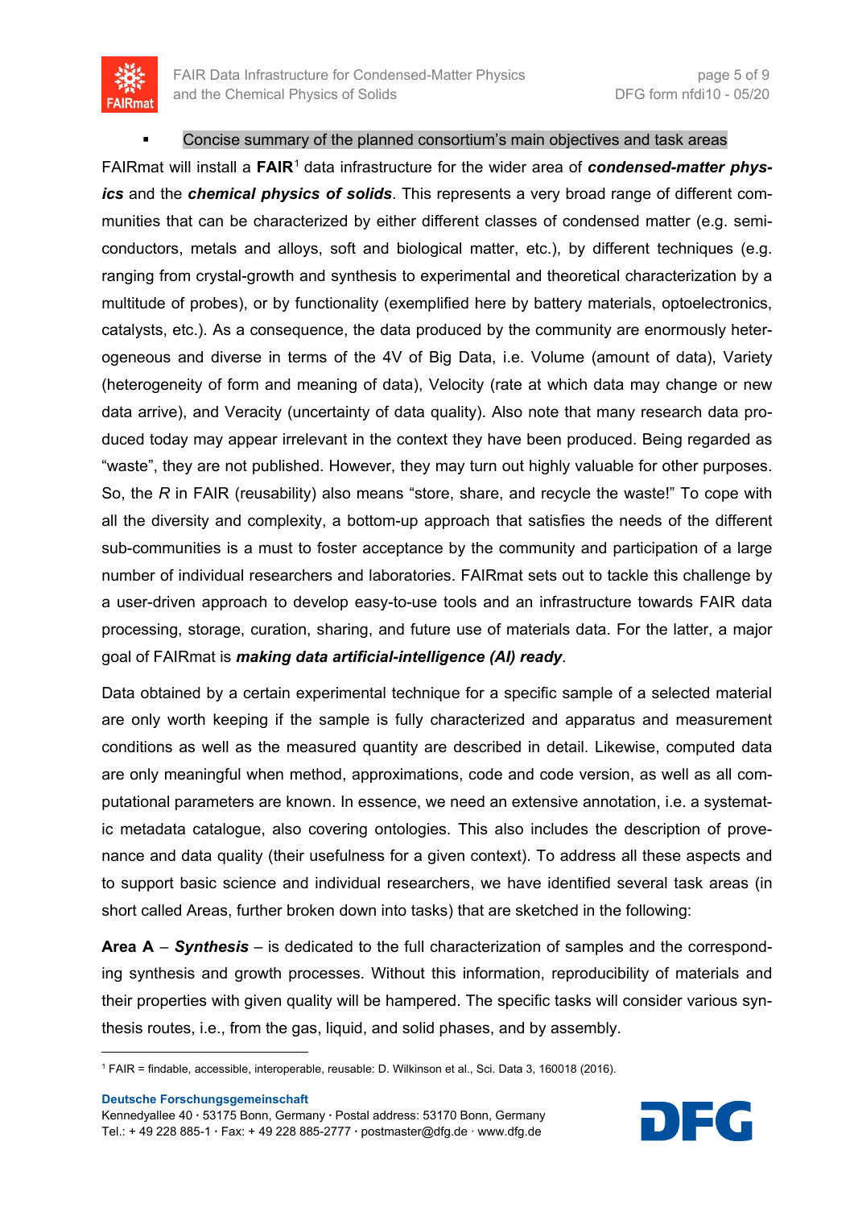- Concise summary of the planned consortium's main objectives and task areas

FAIRmat will install a **FAIR**[1] data infrastructure for the wider area of ***condensed-matter physics*** and the ***chemical physics of solids***. This represents a very broad range of different communities that can be characterized by either different classes of condensed matter (e.g. semiconductors, metals and alloys, soft and biological matter, etc.), by different techniques (e.g. ranging from crystal-growth and synthesis to experimental and theoretical characterization by a multitude of probes), or by functionality (exemplified here by battery materials, optoelectronics, catalysts, etc.). As a consequence, the data produced by the community are enormously heterogeneous and diverse in terms of the 4V of Big Data, i.e. Volume (amount of data), Variety (heterogeneity of form and meaning of data), Velocity (rate at which data may change or new data arrive), and Veracity (uncertainty of data quality). Also note that many research data produced today may appear irrelevant in the context they have been produced. Being regarded as "waste", they are not published. However, they may turn out highly valuable for other purposes. So, the *R* in FAIR (reusability) also means "store, share, and recycle the waste!" To cope with all the diversity and complexity, a bottom-up approach that satisfies the needs of the different sub-communities is a must to foster acceptance by the community and participation of a large number of individual researchers and laboratories. FAIRmat sets out to tackle this challenge by a user-driven approach to develop easy-to-use tools and an infrastructure towards FAIR data processing, storage, curation, sharing, and future use of materials data. For the latter, a major goal of FAIRmat is ***making data artificial-intelligence (AI) ready***.

Data obtained by a certain experimental technique for a specific sample of a selected material are only worth keeping if the sample is fully characterized and apparatus and measurement conditions as well as the measured quantity are described in detail. Likewise, computed data are only meaningful when method, approximations, code and code version, as well as all computational parameters are known. In essence, we need an extensive annotation, i.e. a systematic metadata catalogue, also covering ontologies. This also includes the description of provenance and data quality (their usefulness for a given context). To address all these aspects and to support basic science and individual researchers, we have identified several task areas (in short called Areas, further broken down into tasks) that are sketched in the following:

**Area A** – ***Synthesis*** – is dedicated to the full characterization of samples and the corresponding synthesis and growth processes. Without this information, reproducibility of materials and their properties with given quality will be hampered. The specific tasks will consider various synthesis routes, i.e., from the gas, liquid, and solid phases, and by assembly.

---

[1] FAIR = findable, accessible, interoperable, reusable: D. Wilkinson et al., Sci. Data 3, 160018 (2016).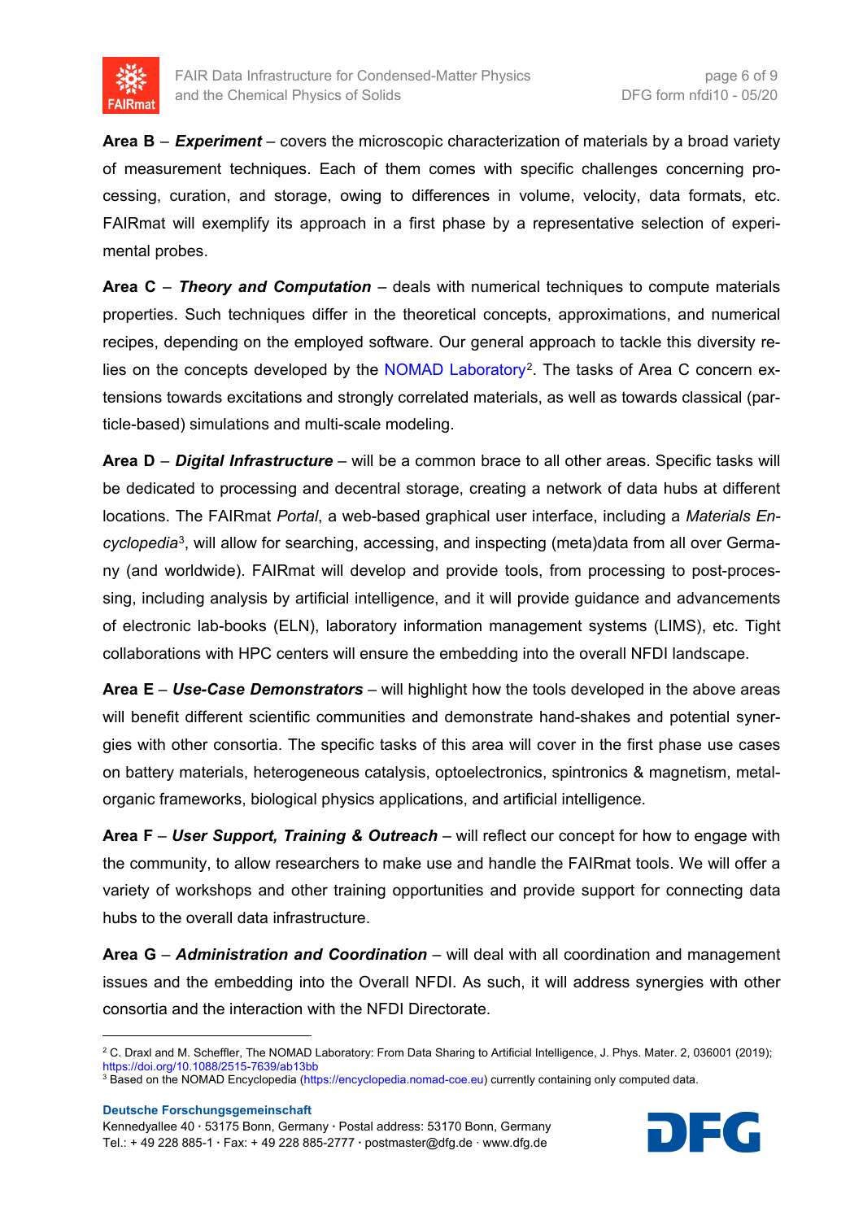**Area B** – ***Experiment*** – covers the microscopic characterization of materials by a broad variety of measurement techniques. Each of them comes with specific challenges concerning processing, curation, and storage, owing to differences in volume, velocity, data formats, etc. FAIRmat will exemplify its approach in a first phase by a representative selection of experimental probes.

**Area C** – ***Theory and Computation*** – deals with numerical techniques to compute materials properties. Such techniques differ in the theoretical concepts, approximations, and numerical recipes, depending on the employed software. Our general approach to tackle this diversity relies on the concepts developed by the NOMAD Laboratory[2]. The tasks of Area C concern extensions towards excitations and strongly correlated materials, as well as towards classical (particle-based) simulations and multi-scale modeling.

**Area D** – ***Digital Infrastructure*** – will be a common brace to all other areas. Specific tasks will be dedicated to processing and decentral storage, creating a network of data hubs at different locations. The FAIRmat *Portal*, a web-based graphical user interface, including a *Materials Encyclopedia*[3], will allow for searching, accessing, and inspecting (meta)data from all over Germany (and worldwide). FAIRmat will develop and provide tools, from processing to post-processing, including analysis by artificial intelligence, and it will provide guidance and advancements of electronic lab-books (ELN), laboratory information management systems (LIMS), etc. Tight collaborations with HPC centers will ensure the embedding into the overall NFDI landscape.

**Area E** – ***Use-Case Demonstrators*** – will highlight how the tools developed in the above areas will benefit different scientific communities and demonstrate hand-shakes and potential synergies with other consortia. The specific tasks of this area will cover in the first phase use cases on battery materials, heterogeneous catalysis, optoelectronics, spintronics & magnetism, metal-organic frameworks, biological physics applications, and artificial intelligence.

**Area F** – ***User Support, Training & Outreach*** – will reflect our concept for how to engage with the community, to allow researchers to make use and handle the FAIRmat tools. We will offer a variety of workshops and other training opportunities and provide support for connecting data hubs to the overall data infrastructure.

**Area G** – ***Administration and Coordination*** – will deal with all coordination and management issues and the embedding into the Overall NFDI. As such, it will address synergies with other consortia and the interaction with the NFDI Directorate.

---

[2] C. Draxl and M. Scheffler, The NOMAD Laboratory: From Data Sharing to Artificial Intelligence, J. Phys. Mater. 2, 036001 (2019); https://doi.org/10.1088/2515-7639/ab13bb

[3] Based on the NOMAD Encyclopedia (https://encyclopedia.nomad-coe.eu) currently containing only computed data.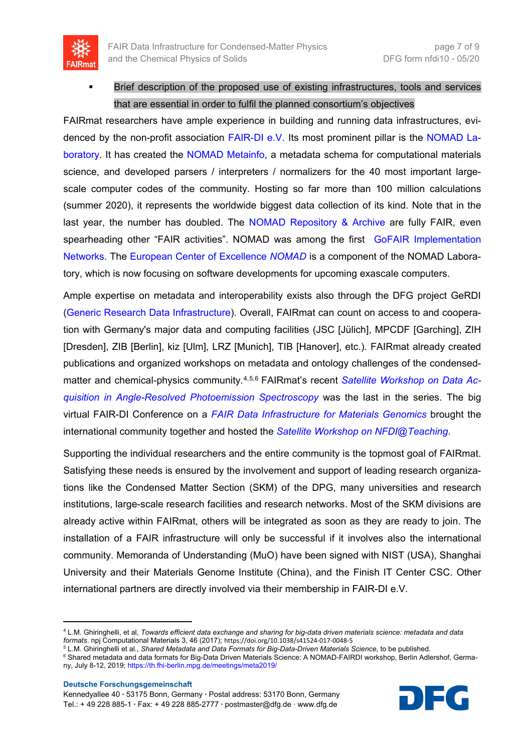- Brief description of the proposed use of existing infrastructures, tools and services that are essential in order to fulfil the planned consortium's objectives

FAIRmat researchers have ample experience in building and running data infrastructures, evidenced by the non-profit association FAIR-DI e.V. Its most prominent pillar is the NOMAD Laboratory. It has created the NOMAD Metainfo, a metadata schema for computational materials science, and developed parsers / interpreters / normalizers for the 40 most important large-scale computer codes of the community. Hosting so far more than 100 million calculations (summer 2020), it represents the worldwide biggest data collection of its kind. Note that in the last year, the number has doubled. The NOMAD Repository & Archive are fully FAIR, even spearheading other "FAIR activities". NOMAD was among the first GoFAIR Implementation Networks. The European Center of Excellence *NOMAD* is a component of the NOMAD Laboratory, which is now focusing on software developments for upcoming exascale computers.

Ample expertise on metadata and interoperability exists also through the DFG project GeRDI (Generic Research Data Infrastructure). Overall, FAIRmat can count on access to and cooperation with Germany's major data and computing facilities (JSC [Jülich], MPCDF [Garching], ZIH [Dresden], ZIB [Berlin], kiz [Ulm], LRZ [Munich], TIB [Hanover], etc.). FAIRmat already created publications and organized workshops on metadata and ontology challenges of the condensed-matter and chemical-physics community.[4,5,6] FAIRmat's recent *Satellite Workshop on Data Acquisition in Angle-Resolved Photoemission Spectroscopy* was the last in the series. The big virtual FAIR-DI Conference on a *FAIR Data Infrastructure for Materials Genomics* brought the international community together and hosted the *Satellite Workshop on NFDI@Teaching*.

Supporting the individual researchers and the entire community is the topmost goal of FAIRmat. Satisfying these needs is ensured by the involvement and support of leading research organizations like the Condensed Matter Section (SKM) of the DPG, many universities and research institutions, large-scale research facilities and research networks. Most of the SKM divisions are already active within FAIRmat, others will be integrated as soon as they are ready to join. The installation of a FAIR infrastructure will only be successful if it involves also the international community. Memoranda of Understanding (MuO) have been signed with NIST (USA), Shanghai University and their Materials Genome Institute (China), and the Finish IT Center CSC. Other international partners are directly involved via their membership in FAIR-DI e.V.

---

[4] L.M. Ghiringhelli, et al, *Towards efficient data exchange and sharing for big-data driven materials science: metadata and data formats*. npj Computational Materials 3, 46 (2017); https://doi.org/10.1038/s41524-017-0048-5

[5] L.M. Ghiringhelli et al., *Shared Metadata and Data Formats for Big-Data-Driven Materials Science,* to be published.

[6] Shared metadata and data formats for Big-Data Driven Materials Science: A NOMAD-FAIRDI workshop, Berlin Adlershof, Germany, July 8-12, 2019; https://th.fhi-berlin.mpg.de/meetings/meta2019/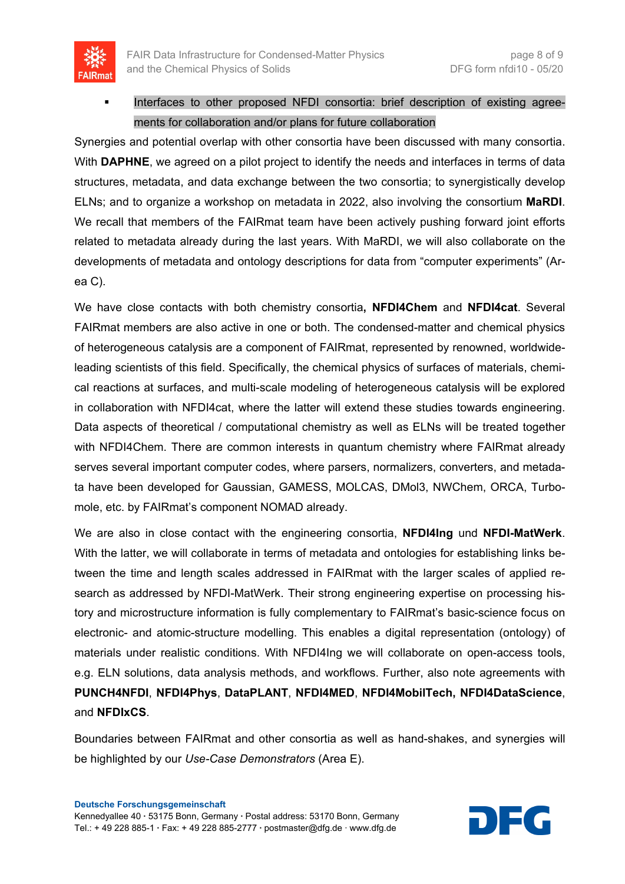- Interfaces to other proposed NFDI consortia: brief description of existing agreements for collaboration and/or plans for future collaboration

Synergies and potential overlap with other consortia have been discussed with many consortia. With **DAPHNE**, we agreed on a pilot project to identify the needs and interfaces in terms of data structures, metadata, and data exchange between the two consortia; to synergistically develop ELNs; and to organize a workshop on metadata in 2022, also involving the consortium **MaRDI**. We recall that members of the FAIRmat team have been actively pushing forward joint efforts related to metadata already during the last years. With MaRDI, we will also collaborate on the developments of metadata and ontology descriptions for data from "computer experiments" (Area C).

We have close contacts with both chemistry consortia**, NFDI4Chem** and **NFDI4cat**. Several FAIRmat members are also active in one or both. The condensed-matter and chemical physics of heterogeneous catalysis are a component of FAIRmat, represented by renowned, worldwide-leading scientists of this field. Specifically, the chemical physics of surfaces of materials, chemical reactions at surfaces, and multi-scale modeling of heterogeneous catalysis will be explored in collaboration with NFDI4cat, where the latter will extend these studies towards engineering. Data aspects of theoretical / computational chemistry as well as ELNs will be treated together with NFDI4Chem. There are common interests in quantum chemistry where FAIRmat already serves several important computer codes, where parsers, normalizers, converters, and metadata have been developed for Gaussian, GAMESS, MOLCAS, DMol3, NWChem, ORCA, Turbomole, etc. by FAIRmat's component NOMAD already.

We are also in close contact with the engineering consortia, **NFDI4Ing** und **NFDI-MatWerk**. With the latter, we will collaborate in terms of metadata and ontologies for establishing links between the time and length scales addressed in FAIRmat with the larger scales of applied research as addressed by NFDI-MatWerk. Their strong engineering expertise on processing history and microstructure information is fully complementary to FAIRmat's basic-science focus on electronic- and atomic-structure modelling. This enables a digital representation (ontology) of materials under realistic conditions. With NFDI4Ing we will collaborate on open-access tools, e.g. ELN solutions, data analysis methods, and workflows. Further, also note agreements with **PUNCH4NFDI**, **NFDI4Phys**, **DataPLANT**, **NFDI4MED**, **NFDI4MobilTech, NFDI4DataScience**, and **NFDIxCS**.

Boundaries between FAIRmat and other consortia as well as hand-shakes, and synergies will be highlighted by our *Use-Case Demonstrators* (Area E).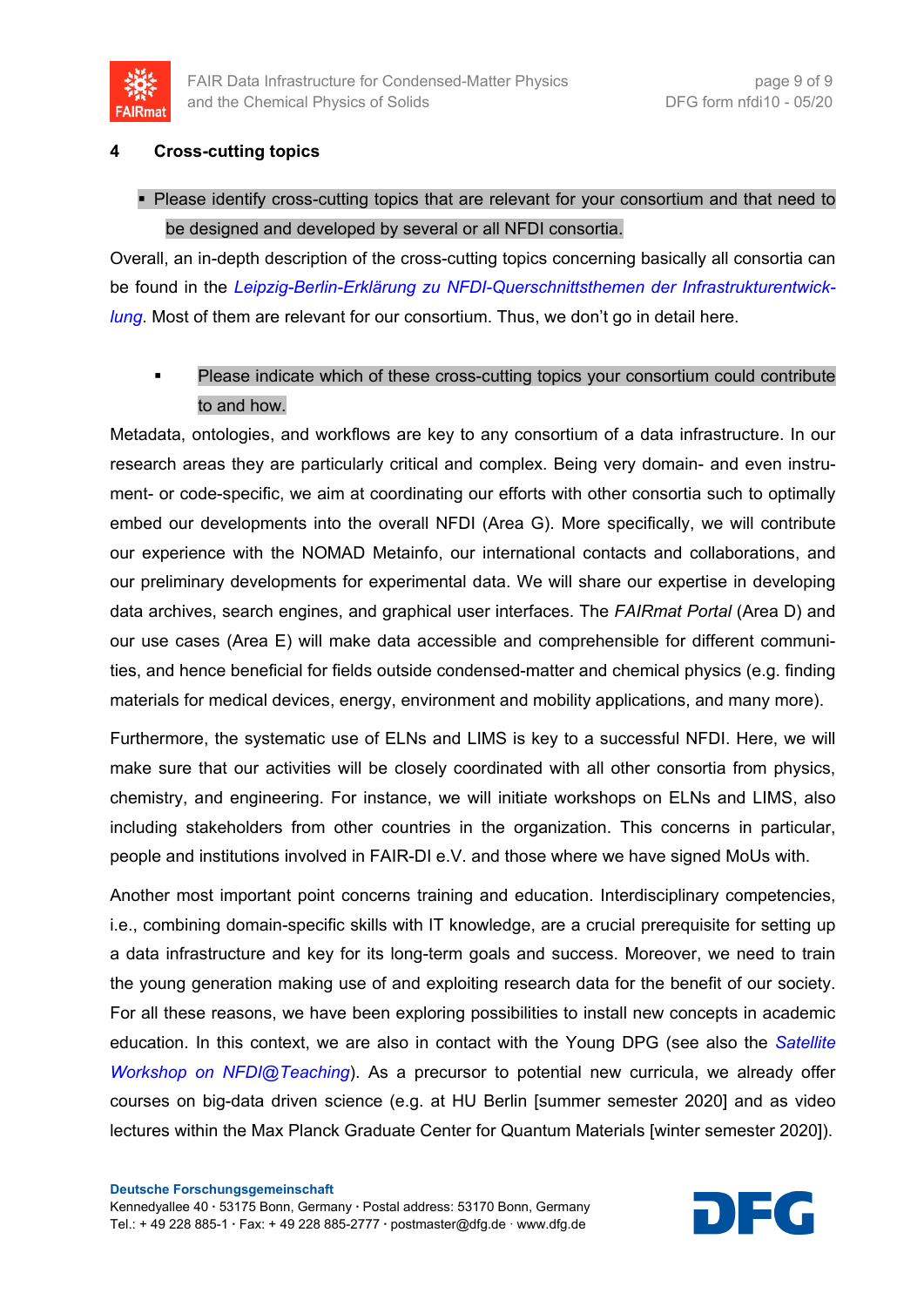## 4 Cross-cutting topics

- Please identify cross-cutting topics that are relevant for your consortium and that need to be designed and developed by several or all NFDI consortia.

Overall, an in-depth description of the cross-cutting topics concerning basically all consortia can be found in the *Leipzig-Berlin-Erklärung zu NFDI-Querschnittsthemen der Infrastrukturentwicklung*. Most of them are relevant for our consortium. Thus, we don't go in detail here.

- Please indicate which of these cross-cutting topics your consortium could contribute to and how.

Metadata, ontologies, and workflows are key to any consortium of a data infrastructure. In our research areas they are particularly critical and complex. Being very domain- and even instrument- or code-specific, we aim at coordinating our efforts with other consortia such to optimally embed our developments into the overall NFDI (Area G). More specifically, we will contribute our experience with the NOMAD Metainfo, our international contacts and collaborations, and our preliminary developments for experimental data. We will share our expertise in developing data archives, search engines, and graphical user interfaces. The *FAIRmat Portal* (Area D) and our use cases (Area E) will make data accessible and comprehensible for different communities, and hence beneficial for fields outside condensed-matter and chemical physics (e.g. finding materials for medical devices, energy, environment and mobility applications, and many more).

Furthermore, the systematic use of ELNs and LIMS is key to a successful NFDI. Here, we will make sure that our activities will be closely coordinated with all other consortia from physics, chemistry, and engineering. For instance, we will initiate workshops on ELNs and LIMS, also including stakeholders from other countries in the organization. This concerns in particular, people and institutions involved in FAIR-DI e.V. and those where we have signed MoUs with.

Another most important point concerns training and education. Interdisciplinary competencies, i.e., combining domain-specific skills with IT knowledge, are a crucial prerequisite for setting up a data infrastructure and key for its long-term goals and success. Moreover, we need to train the young generation making use of and exploiting research data for the benefit of our society. For all these reasons, we have been exploring possibilities to install new concepts in academic education. In this context, we are also in contact with the Young DPG (see also the *Satellite Workshop on NFDI@Teaching*). As a precursor to potential new curricula, we already offer courses on big-data driven science (e.g. at HU Berlin [summer semester 2020] and as video lectures within the Max Planck Graduate Center for Quantum Materials [winter semester 2020]).